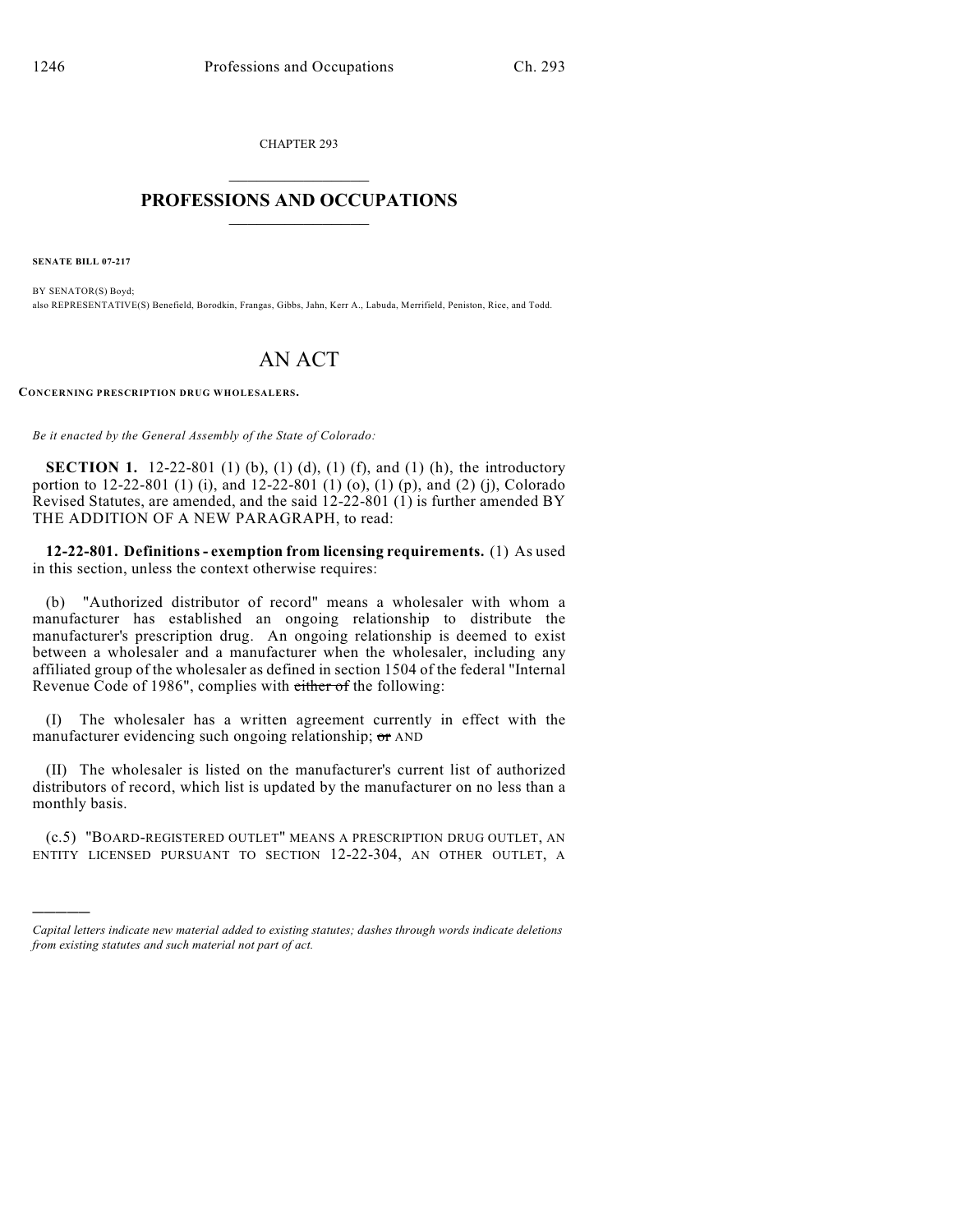CHAPTER 293

## PROFESSIONS AND OCCUPATIONS

**SENATE BILL 07-217**

BY SENATOR(S) Boyd;
also REPRESENTATIVE(S) Benefield, Borodkin, Frangas, Gibbs, Jahn, Kerr A., Labuda, Merrifield, Peniston, Rice, and Todd.

# AN ACT

**CONCERNING PRESCRIPTION DRUG WHOLESALERS.**

*Be it enacted by the General Assembly of the State of Colorado:*

**SECTION 1.** 12-22-801 (1) (b), (1) (d), (1) (f), and (1) (h), the introductory portion to 12-22-801 (1) (i), and 12-22-801 (1) (o), (1) (p), and (2) (j), Colorado Revised Statutes, are amended, and the said 12-22-801 (1) is further amended BY THE ADDITION OF A NEW PARAGRAPH, to read:

**12-22-801. Definitions - exemption from licensing requirements.** (1) As used in this section, unless the context otherwise requires:

(b) "Authorized distributor of record" means a wholesaler with whom a manufacturer has established an ongoing relationship to distribute the manufacturer's prescription drug. An ongoing relationship is deemed to exist between a wholesaler and a manufacturer when the wholesaler, including any affiliated group of the wholesaler as defined in section 1504 of the federal "Internal Revenue Code of 1986", complies with ~~either of~~ the following:

(I) The wholesaler has a written agreement currently in effect with the manufacturer evidencing such ongoing relationship; ~~or~~ AND

(II) The wholesaler is listed on the manufacturer's current list of authorized distributors of record, which list is updated by the manufacturer on no less than a monthly basis.

(c.5) "BOARD-REGISTERED OUTLET" MEANS A PRESCRIPTION DRUG OUTLET, AN ENTITY LICENSED PURSUANT TO SECTION 12-22-304, AN OTHER OUTLET, A

*Capital letters indicate new material added to existing statutes; dashes through words indicate deletions from existing statutes and such material not part of act.*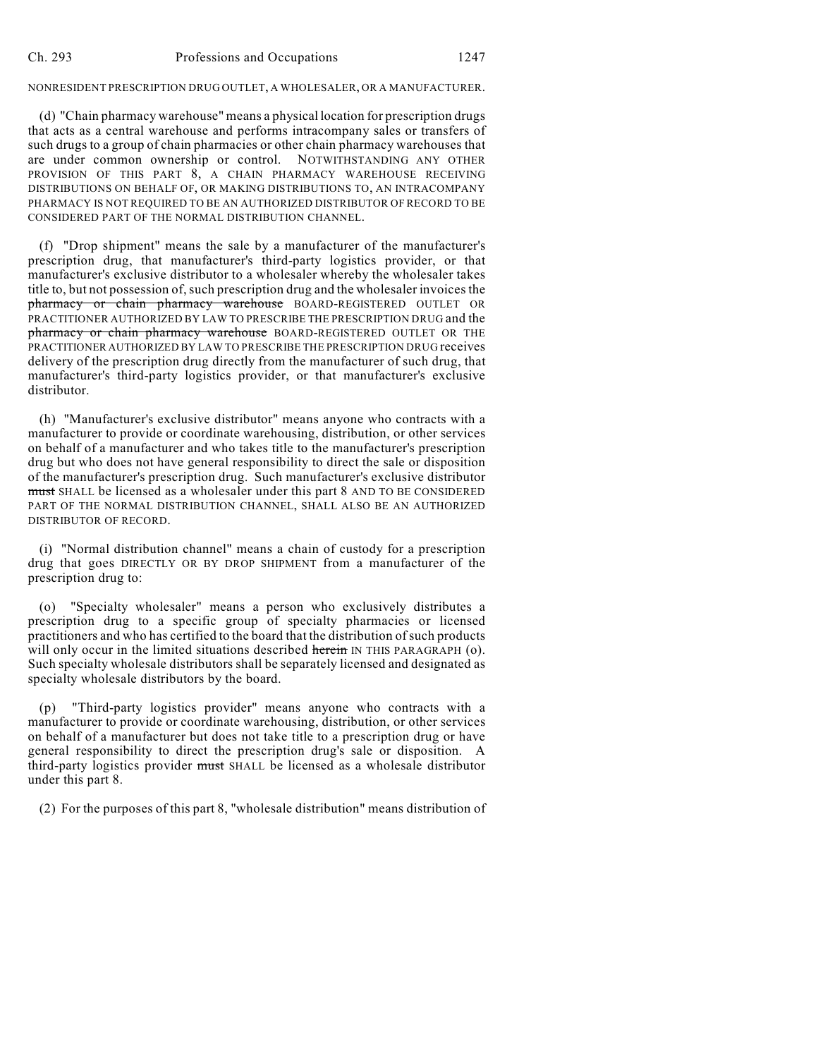NONRESIDENT PRESCRIPTION DRUG OUTLET, A WHOLESALER, OR A MANUFACTURER.

(d) "Chain pharmacy warehouse" means a physical location for prescription drugs that acts as a central warehouse and performs intracompany sales or transfers of such drugs to a group of chain pharmacies or other chain pharmacy warehouses that are under common ownership or control. NOTWITHSTANDING ANY OTHER PROVISION OF THIS PART 8, A CHAIN PHARMACY WAREHOUSE RECEIVING DISTRIBUTIONS ON BEHALF OF, OR MAKING DISTRIBUTIONS TO, AN INTRACOMPANY PHARMACY IS NOT REQUIRED TO BE AN AUTHORIZED DISTRIBUTOR OF RECORD TO BE CONSIDERED PART OF THE NORMAL DISTRIBUTION CHANNEL.

(f) "Drop shipment" means the sale by a manufacturer of the manufacturer's prescription drug, that manufacturer's third-party logistics provider, or that manufacturer's exclusive distributor to a wholesaler whereby the wholesaler takes title to, but not possession of, such prescription drug and the wholesaler invoices the ~~pharmacy or chain pharmacy warehouse~~ BOARD-REGISTERED OUTLET OR PRACTITIONER AUTHORIZED BY LAW TO PRESCRIBE THE PRESCRIPTION DRUG and the ~~pharmacy or chain pharmacy warehouse~~ BOARD-REGISTERED OUTLET OR THE PRACTITIONER AUTHORIZED BY LAW TO PRESCRIBE THE PRESCRIPTION DRUG receives delivery of the prescription drug directly from the manufacturer of such drug, that manufacturer's third-party logistics provider, or that manufacturer's exclusive distributor.

(h) "Manufacturer's exclusive distributor" means anyone who contracts with a manufacturer to provide or coordinate warehousing, distribution, or other services on behalf of a manufacturer and who takes title to the manufacturer's prescription drug but who does not have general responsibility to direct the sale or disposition of the manufacturer's prescription drug. Such manufacturer's exclusive distributor ~~must~~ SHALL be licensed as a wholesaler under this part 8 AND TO BE CONSIDERED PART OF THE NORMAL DISTRIBUTION CHANNEL, SHALL ALSO BE AN AUTHORIZED DISTRIBUTOR OF RECORD.

(i) "Normal distribution channel" means a chain of custody for a prescription drug that goes DIRECTLY OR BY DROP SHIPMENT from a manufacturer of the prescription drug to:

(o) "Specialty wholesaler" means a person who exclusively distributes a prescription drug to a specific group of specialty pharmacies or licensed practitioners and who has certified to the board that the distribution of such products will only occur in the limited situations described ~~herein~~ IN THIS PARAGRAPH (o). Such specialty wholesale distributors shall be separately licensed and designated as specialty wholesale distributors by the board.

(p) "Third-party logistics provider" means anyone who contracts with a manufacturer to provide or coordinate warehousing, distribution, or other services on behalf of a manufacturer but does not take title to a prescription drug or have general responsibility to direct the prescription drug's sale or disposition. A third-party logistics provider ~~must~~ SHALL be licensed as a wholesale distributor under this part 8.

(2) For the purposes of this part 8, "wholesale distribution" means distribution of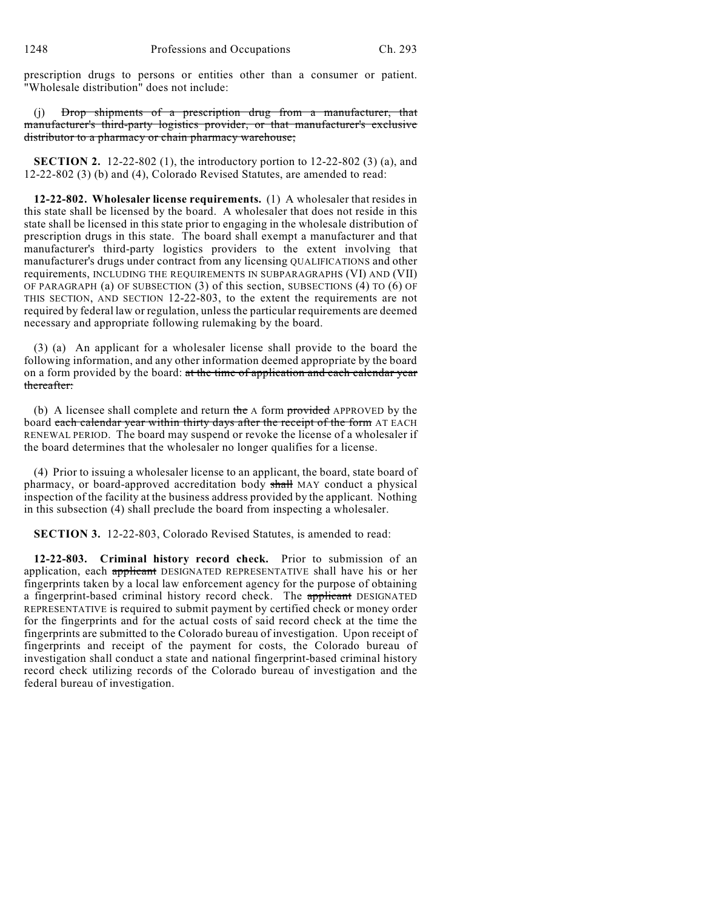prescription drugs to persons or entities other than a consumer or patient. "Wholesale distribution" does not include:

(j) ~~Drop shipments of a prescription drug from a manufacturer, that manufacturer's third-party logistics provider, or that manufacturer's exclusive distributor to a pharmacy or chain pharmacy warehouse;~~

**SECTION 2.** 12-22-802 (1), the introductory portion to 12-22-802 (3) (a), and 12-22-802 (3) (b) and (4), Colorado Revised Statutes, are amended to read:

**12-22-802. Wholesaler license requirements.** (1) A wholesaler that resides in this state shall be licensed by the board. A wholesaler that does not reside in this state shall be licensed in this state prior to engaging in the wholesale distribution of prescription drugs in this state. The board shall exempt a manufacturer and that manufacturer's third-party logistics providers to the extent involving that manufacturer's drugs under contract from any licensing QUALIFICATIONS and other requirements, INCLUDING THE REQUIREMENTS IN SUBPARAGRAPHS (VI) AND (VII) OF PARAGRAPH (a) OF SUBSECTION (3) of this section, SUBSECTIONS (4) TO (6) OF THIS SECTION, AND SECTION 12-22-803, to the extent the requirements are not required by federal law or regulation, unless the particular requirements are deemed necessary and appropriate following rulemaking by the board.

(3) (a) An applicant for a wholesaler license shall provide to the board the following information, and any other information deemed appropriate by the board on a form provided by the board: ~~at the time of application and each calendar year thereafter:~~

(b) A licensee shall complete and return ~~the~~ A form ~~provided~~ APPROVED by the board ~~each calendar year within thirty days after the receipt of the form~~ AT EACH RENEWAL PERIOD. The board may suspend or revoke the license of a wholesaler if the board determines that the wholesaler no longer qualifies for a license.

(4) Prior to issuing a wholesaler license to an applicant, the board, state board of pharmacy, or board-approved accreditation body ~~shall~~ MAY conduct a physical inspection of the facility at the business address provided by the applicant. Nothing in this subsection (4) shall preclude the board from inspecting a wholesaler.

**SECTION 3.** 12-22-803, Colorado Revised Statutes, is amended to read:

**12-22-803. Criminal history record check.** Prior to submission of an application, each ~~applicant~~ DESIGNATED REPRESENTATIVE shall have his or her fingerprints taken by a local law enforcement agency for the purpose of obtaining a fingerprint-based criminal history record check. The ~~applicant~~ DESIGNATED REPRESENTATIVE is required to submit payment by certified check or money order for the fingerprints and for the actual costs of said record check at the time the fingerprints are submitted to the Colorado bureau of investigation. Upon receipt of fingerprints and receipt of the payment for costs, the Colorado bureau of investigation shall conduct a state and national fingerprint-based criminal history record check utilizing records of the Colorado bureau of investigation and the federal bureau of investigation.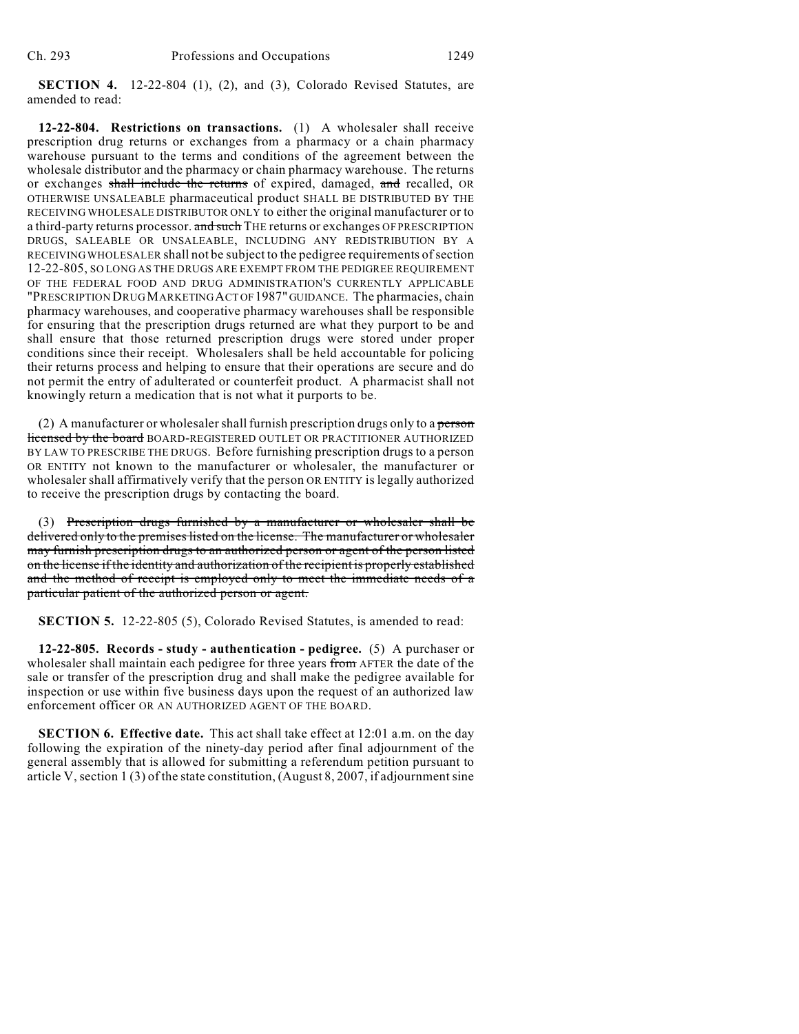**SECTION 4.** 12-22-804 (1), (2), and (3), Colorado Revised Statutes, are amended to read:

**12-22-804. Restrictions on transactions.** (1) A wholesaler shall receive prescription drug returns or exchanges from a pharmacy or a chain pharmacy warehouse pursuant to the terms and conditions of the agreement between the wholesale distributor and the pharmacy or chain pharmacy warehouse. The returns or exchanges ~~shall include the returns~~ of expired, damaged, ~~and~~ recalled, OR OTHERWISE UNSALEABLE pharmaceutical product SHALL BE DISTRIBUTED BY THE RECEIVING WHOLESALE DISTRIBUTOR ONLY to either the original manufacturer or to a third-party returns processor. ~~and such~~ THE returns or exchanges OF PRESCRIPTION DRUGS, SALEABLE OR UNSALEABLE, INCLUDING ANY REDISTRIBUTION BY A RECEIVING WHOLESALER shall not be subject to the pedigree requirements of section 12-22-805, SO LONG AS THE DRUGS ARE EXEMPT FROM THE PEDIGREE REQUIREMENT OF THE FEDERAL FOOD AND DRUG ADMINISTRATION'S CURRENTLY APPLICABLE "PRESCRIPTION DRUG MARKETING ACT OF 1987" GUIDANCE. The pharmacies, chain pharmacy warehouses, and cooperative pharmacy warehouses shall be responsible for ensuring that the prescription drugs returned are what they purport to be and shall ensure that those returned prescription drugs were stored under proper conditions since their receipt. Wholesalers shall be held accountable for policing their returns process and helping to ensure that their operations are secure and do not permit the entry of adulterated or counterfeit product. A pharmacist shall not knowingly return a medication that is not what it purports to be.

(2) A manufacturer or wholesaler shall furnish prescription drugs only to a ~~person licensed by the board~~ BOARD-REGISTERED OUTLET OR PRACTITIONER AUTHORIZED BY LAW TO PRESCRIBE THE DRUGS. Before furnishing prescription drugs to a person OR ENTITY not known to the manufacturer or wholesaler, the manufacturer or wholesaler shall affirmatively verify that the person OR ENTITY is legally authorized to receive the prescription drugs by contacting the board.

(3) ~~Prescription drugs furnished by a manufacturer or wholesaler shall be delivered only to the premises listed on the license. The manufacturer or wholesaler may furnish prescription drugs to an authorized person or agent of the person listed on the license if the identity and authorization of the recipient is properly established and the method of receipt is employed only to meet the immediate needs of a particular patient of the authorized person or agent.~~

**SECTION 5.** 12-22-805 (5), Colorado Revised Statutes, is amended to read:

**12-22-805. Records - study - authentication - pedigree.** (5) A purchaser or wholesaler shall maintain each pedigree for three years ~~from~~ AFTER the date of the sale or transfer of the prescription drug and shall make the pedigree available for inspection or use within five business days upon the request of an authorized law enforcement officer OR AN AUTHORIZED AGENT OF THE BOARD.

**SECTION 6. Effective date.** This act shall take effect at 12:01 a.m. on the day following the expiration of the ninety-day period after final adjournment of the general assembly that is allowed for submitting a referendum petition pursuant to article V, section 1 (3) of the state constitution, (August 8, 2007, if adjournment sine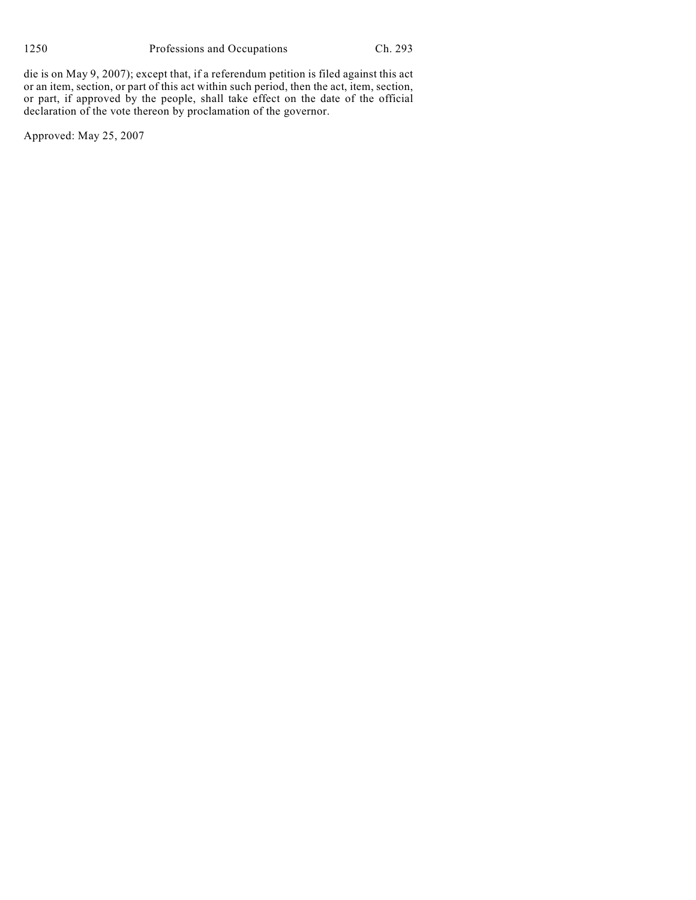die is on May 9, 2007); except that, if a referendum petition is filed against this act or an item, section, or part of this act within such period, then the act, item, section, or part, if approved by the people, shall take effect on the date of the official declaration of the vote thereon by proclamation of the governor.

Approved: May 25, 2007